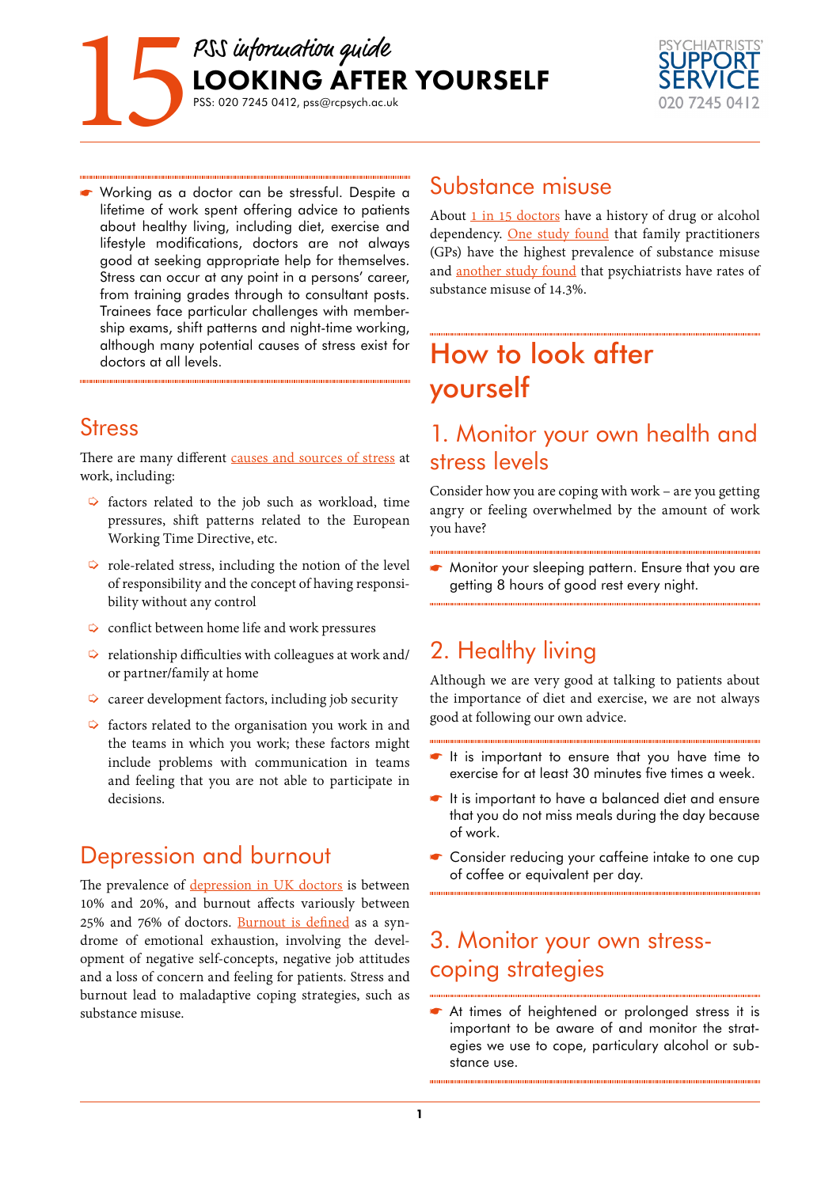# 15 *PSS information guide* LOOKING AFTER YOURSELF

PSS: 020 7245 0412, pss@rcpsych.ac.uk

PSYCHIATRISTS' SUPPORT SERVICE 020 7245 0412

- Working as a doctor can be stressful. Despite a lifetime of work spent offering advice to patients about healthy living, including diet, exercise and lifestyle modifications, doctors are not always good at seeking appropriate help for themselves. Stress can occur at any point in a persons' career, from training grades through to consultant posts. Trainees face particular challenges with membership exams, shift patterns and night-time working, although many potential causes of stress exist for doctors at all levels.

## Stress

There are many different causes and sources of stress at work, including:

- factors related to the job such as workload, time pressures, shift patterns related to the European Working Time Directive, etc.
- role-related stress, including the notion of the level of responsibility and the concept of having responsibility without any control
- conflict between home life and work pressures
- relationship difficulties with colleagues at work and/or partner/family at home
- career development factors, including job security
- factors related to the organisation you work in and the teams in which you work; these factors might include problems with communication in teams and feeling that you are not able to participate in decisions.

## Depression and burnout

The prevalence of depression in UK doctors is between 10% and 20%, and burnout affects variously between 25% and 76% of doctors. Burnout is defined as a syndrome of emotional exhaustion, involving the development of negative self-concepts, negative job attitudes and a loss of concern and feeling for patients. Stress and burnout lead to maladaptive coping strategies, such as substance misuse.

## Substance misuse

About 1 in 15 doctors have a history of drug or alcohol dependency. One study found that family practitioners (GPs) have the highest prevalence of substance misuse and another study found that psychiatrists have rates of substance misuse of 14.3%.

# How to look after yourself

## 1. Monitor your own health and stress levels

Consider how you are coping with work – are you getting angry or feeling overwhelmed by the amount of work you have?

- Monitor your sleeping pattern. Ensure that you are getting 8 hours of good rest every night.

## 2. Healthy living

Although we are very good at talking to patients about the importance of diet and exercise, we are not always good at following our own advice.

- It is important to ensure that you have time to exercise for at least 30 minutes five times a week.
- It is important to have a balanced diet and ensure that you do not miss meals during the day because of work.
- Consider reducing your caffeine intake to one cup of coffee or equivalent per day.

## 3. Monitor your own stress-coping strategies

- At times of heightened or prolonged stress it is important to be aware of and monitor the strategies we use to cope, particulary alcohol or substance use.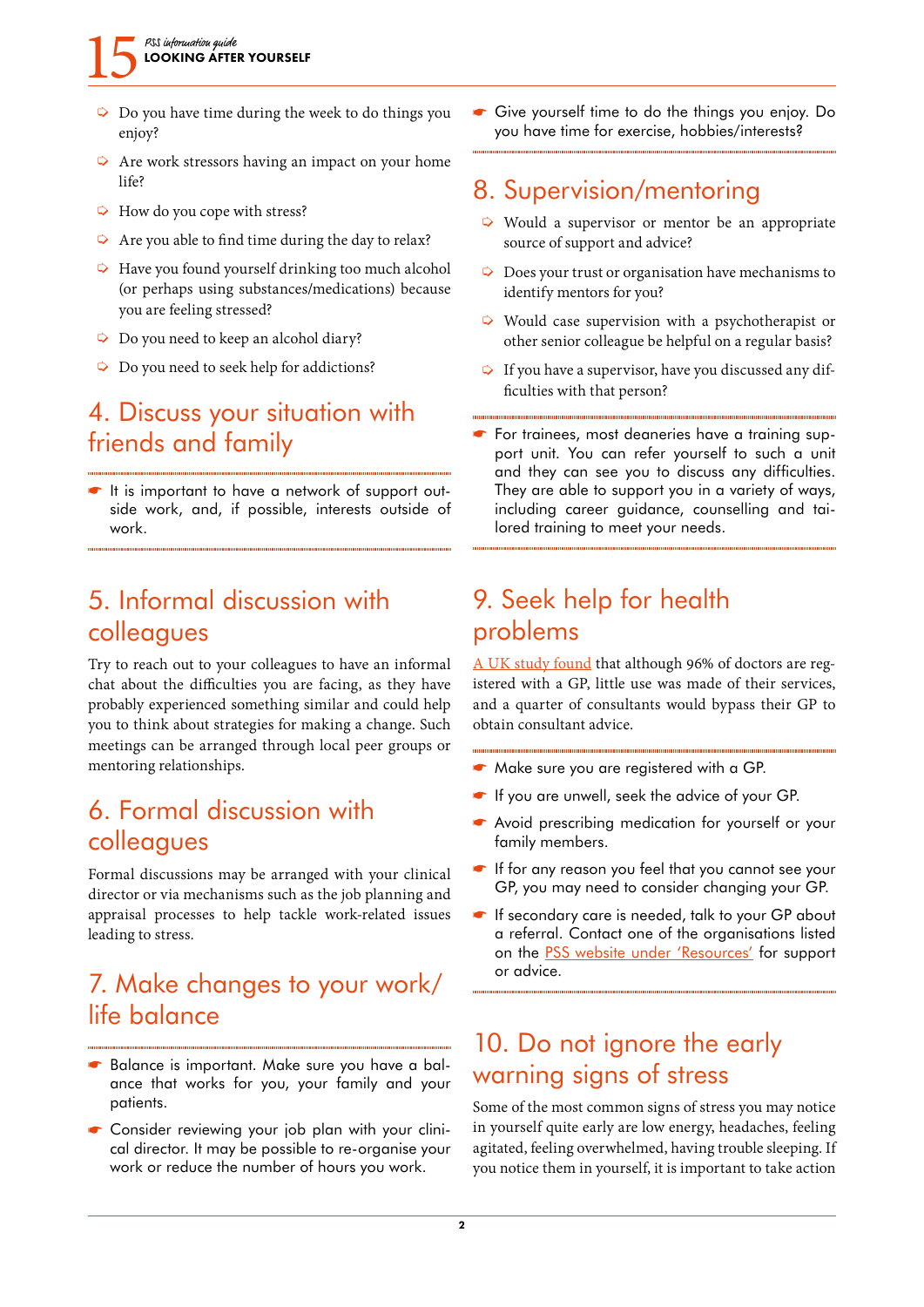- Do you have time during the week to do things you enjoy?
- Are work stressors having an impact on your home life?
- How do you cope with stress?
- Are you able to find time during the day to relax?
- Have you found yourself drinking too much alcohol (or perhaps using substances/medications) because you are feeling stressed?
- Do you need to keep an alcohol diary?
- Do you need to seek help for addictions?

## 4. Discuss your situation with friends and family

- It is important to have a network of support outside work, and, if possible, interests outside of work.

## 5. Informal discussion with colleagues

Try to reach out to your colleagues to have an informal chat about the difficulties you are facing, as they have probably experienced something similar and could help you to think about strategies for making a change. Such meetings can be arranged through local peer groups or mentoring relationships.

## 6. Formal discussion with colleagues

Formal discussions may be arranged with your clinical director or via mechanisms such as the job planning and appraisal processes to help tackle work-related issues leading to stress.

## 7. Make changes to your work/life balance

- Balance is important. Make sure you have a balance that works for you, your family and your patients.
- Consider reviewing your job plan with your clinical director. It may be possible to re-organise your work or reduce the number of hours you work.
- Give yourself time to do the things you enjoy. Do you have time for exercise, hobbies/interests?

## 8. Supervision/mentoring

- Would a supervisor or mentor be an appropriate source of support and advice?
- Does your trust or organisation have mechanisms to identify mentors for you?
- Would case supervision with a psychotherapist or other senior colleague be helpful on a regular basis?
- If you have a supervisor, have you discussed any difficulties with that person?

- For trainees, most deaneries have a training support unit. You can refer yourself to such a unit and they can see you to discuss any difficulties. They are able to support you in a variety of ways, including career guidance, counselling and tailored training to meet your needs.

## 9. Seek help for health problems

A UK study found that although 96% of doctors are registered with a GP, little use was made of their services, and a quarter of consultants would bypass their GP to obtain consultant advice.

- Make sure you are registered with a GP.
- If you are unwell, seek the advice of your GP.
- Avoid prescribing medication for yourself or your family members.
- If for any reason you feel that you cannot see your GP, you may need to consider changing your GP.
- If secondary care is needed, talk to your GP about a referral. Contact one of the organisations listed on the PSS website under 'Resources' for support or advice.

## 10. Do not ignore the early warning signs of stress

Some of the most common signs of stress you may notice in yourself quite early are low energy, headaches, feeling agitated, feeling overwhelmed, having trouble sleeping. If you notice them in yourself, it is important to take action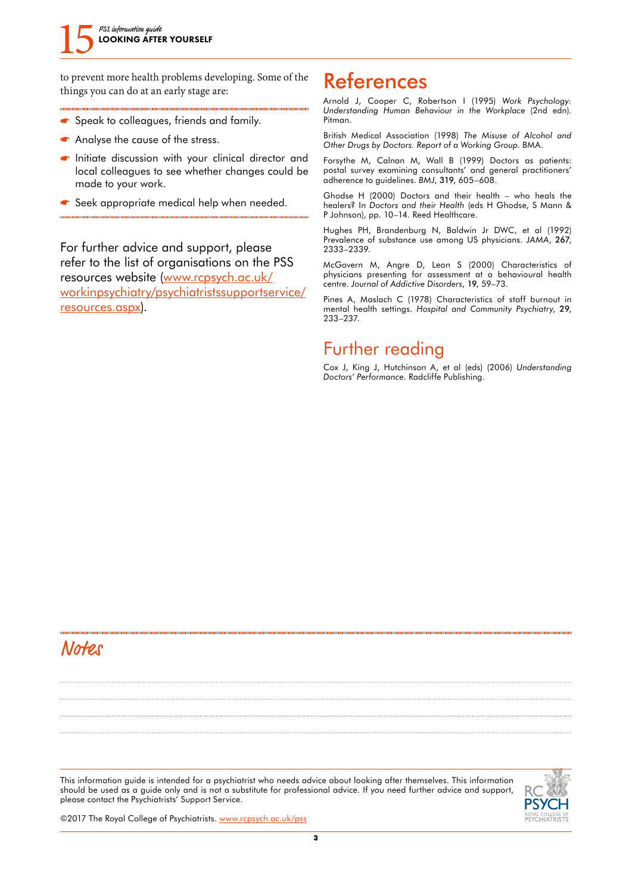to prevent more health problems developing. Some of the things you can do at an early stage are:

- Speak to colleagues, friends and family.
- Analyse the cause of the stress.
- Initiate discussion with your clinical director and local colleagues to see whether changes could be made to your work.
- Seek appropriate medical help when needed.

For further advice and support, please refer to the list of organisations on the PSS resources website (www.rcpsych.ac.uk/workinpsychiatry/psychiatristssupportservice/resources.aspx).

## References

Arnold J, Cooper C, Robertson I (1995) *Work Psychology: Understanding Human Behaviour in the Workplace* (2nd edn). Pitman.

British Medical Association (1998) *The Misuse of Alcohol and Other Drugs by Doctors. Report of a Working Group*. BMA.

Forsythe M, Calnan M, Wall B (1999) Doctors as patients: postal survey examining consultants' and general practitioners' adherence to guidelines. *BMJ*, **319**, 605–608.

Ghodse H (2000) Doctors and their health – who heals the healers? In *Doctors and their Health* (eds H Ghodse, S Mann & P Johnson), pp. 10–14. Reed Healthcare.

Hughes PH, Brandenburg N, Baldwin Jr DWC, et al (1992) Prevalence of substance use among US physicians. *JAMA*, **267**, 2333–2339.

McGovern M, Angre D, Leon S (2000) Characteristics of physicians presenting for assessment at a behavioural health centre. *Journal of Addictive Disorders*, **19**, 59–73.

Pines A, Maslach C (1978) Characteristics of staff burnout in mental health settings. *Hospital and Community Psychiatry*, **29**, 233–237.

## Further reading

Cox J, King J, Hutchinson A, et al (eds) (2006) *Understanding Doctors' Performance*. Radcliffe Publishing.

## Notes

This information guide is intended for a psychiatrist who needs advice about looking after themselves. This information should be used as a guide only and is not a substitute for professional advice. If you need further advice and support, please contact the Psychiatrists' Support Service.

©2017 The Royal College of Psychiatrists. www.rcpsych.ac.uk/pss